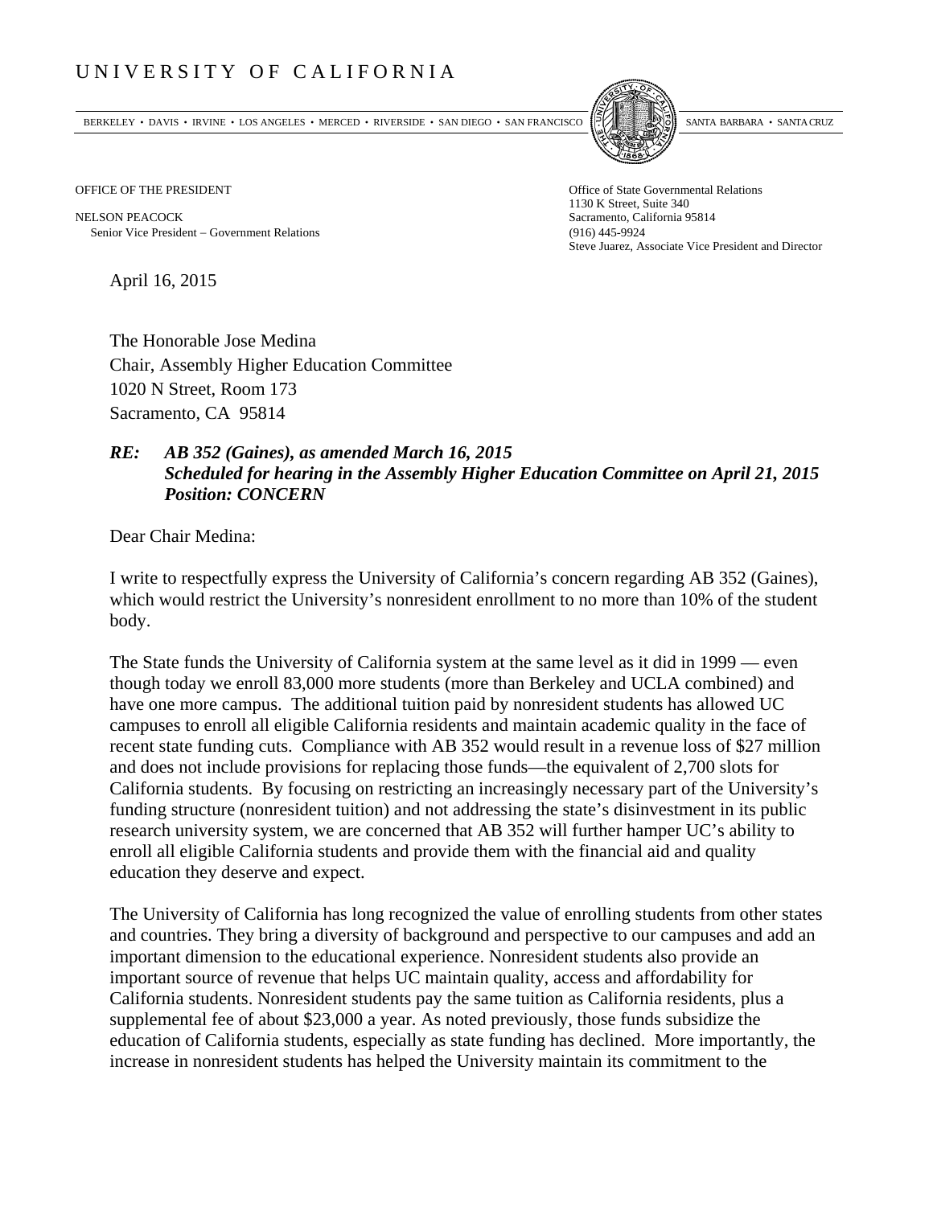# UNIVERSITY OF CALIFORNIA

BERKELEY • DAVIS • IRVINE • LOS ANGELES • MERCED • RIVERSIDE • SAN DIEGO • SAN FRANCISCO SANTA BARBARA • SANTA CRUZ

OFFICE OF THE PRESIDENT

NELSON PEACOCK
Senior Vice President – Government Relations

Office of State Governmental Relations
1130 K Street, Suite 340
Sacramento, California 95814
(916) 445-9924
Steve Juarez, Associate Vice President and Director

April 16, 2015

The Honorable Jose Medina
Chair, Assembly Higher Education Committee
1020 N Street, Room 173
Sacramento, CA 95814

***RE: AB 352 (Gaines), as amended March 16, 2015***
***Scheduled for hearing in the Assembly Higher Education Committee on April 21, 2015***
***Position: CONCERN***

Dear Chair Medina:

I write to respectfully express the University of California's concern regarding AB 352 (Gaines), which would restrict the University's nonresident enrollment to no more than 10% of the student body.

The State funds the University of California system at the same level as it did in 1999 — even though today we enroll 83,000 more students (more than Berkeley and UCLA combined) and have one more campus. The additional tuition paid by nonresident students has allowed UC campuses to enroll all eligible California residents and maintain academic quality in the face of recent state funding cuts. Compliance with AB 352 would result in a revenue loss of $27 million and does not include provisions for replacing those funds—the equivalent of 2,700 slots for California students. By focusing on restricting an increasingly necessary part of the University's funding structure (nonresident tuition) and not addressing the state's disinvestment in its public research university system, we are concerned that AB 352 will further hamper UC's ability to enroll all eligible California students and provide them with the financial aid and quality education they deserve and expect.

The University of California has long recognized the value of enrolling students from other states and countries. They bring a diversity of background and perspective to our campuses and add an important dimension to the educational experience. Nonresident students also provide an important source of revenue that helps UC maintain quality, access and affordability for California students. Nonresident students pay the same tuition as California residents, plus a supplemental fee of about $23,000 a year. As noted previously, those funds subsidize the education of California students, especially as state funding has declined. More importantly, the increase in nonresident students has helped the University maintain its commitment to the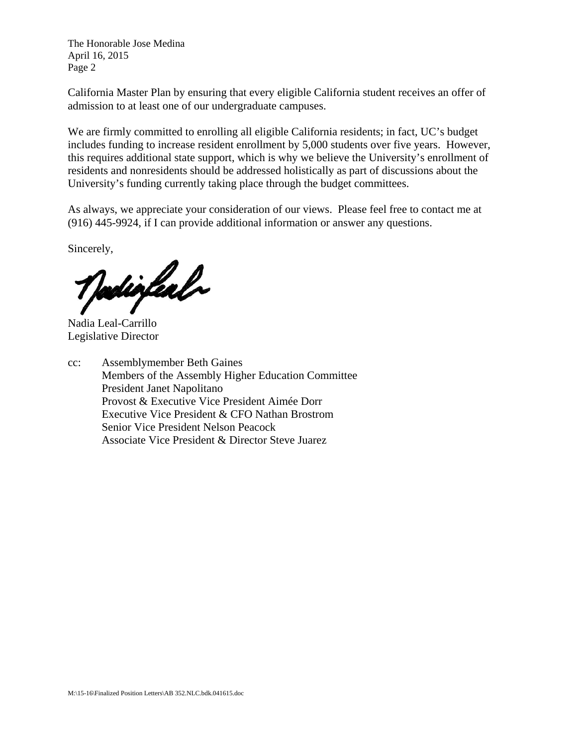California Master Plan by ensuring that every eligible California student receives an offer of admission to at least one of our undergraduate campuses.

We are firmly committed to enrolling all eligible California residents; in fact, UC's budget includes funding to increase resident enrollment by 5,000 students over five years. However, this requires additional state support, which is why we believe the University's enrollment of residents and nonresidents should be addressed holistically as part of discussions about the University's funding currently taking place through the budget committees.

As always, we appreciate your consideration of our views. Please feel free to contact me at (916) 445-9924, if I can provide additional information or answer any questions.

Sincerely,

Nadia Leal-Carrillo
Legislative Director

cc: Assemblymember Beth Gaines
Members of the Assembly Higher Education Committee
President Janet Napolitano
Provost & Executive Vice President Aimée Dorr
Executive Vice President & CFO Nathan Brostrom
Senior Vice President Nelson Peacock
Associate Vice President & Director Steve Juarez

M:\15-16\Finalized Position Letters\AB 352.NLC.bdk.041615.doc